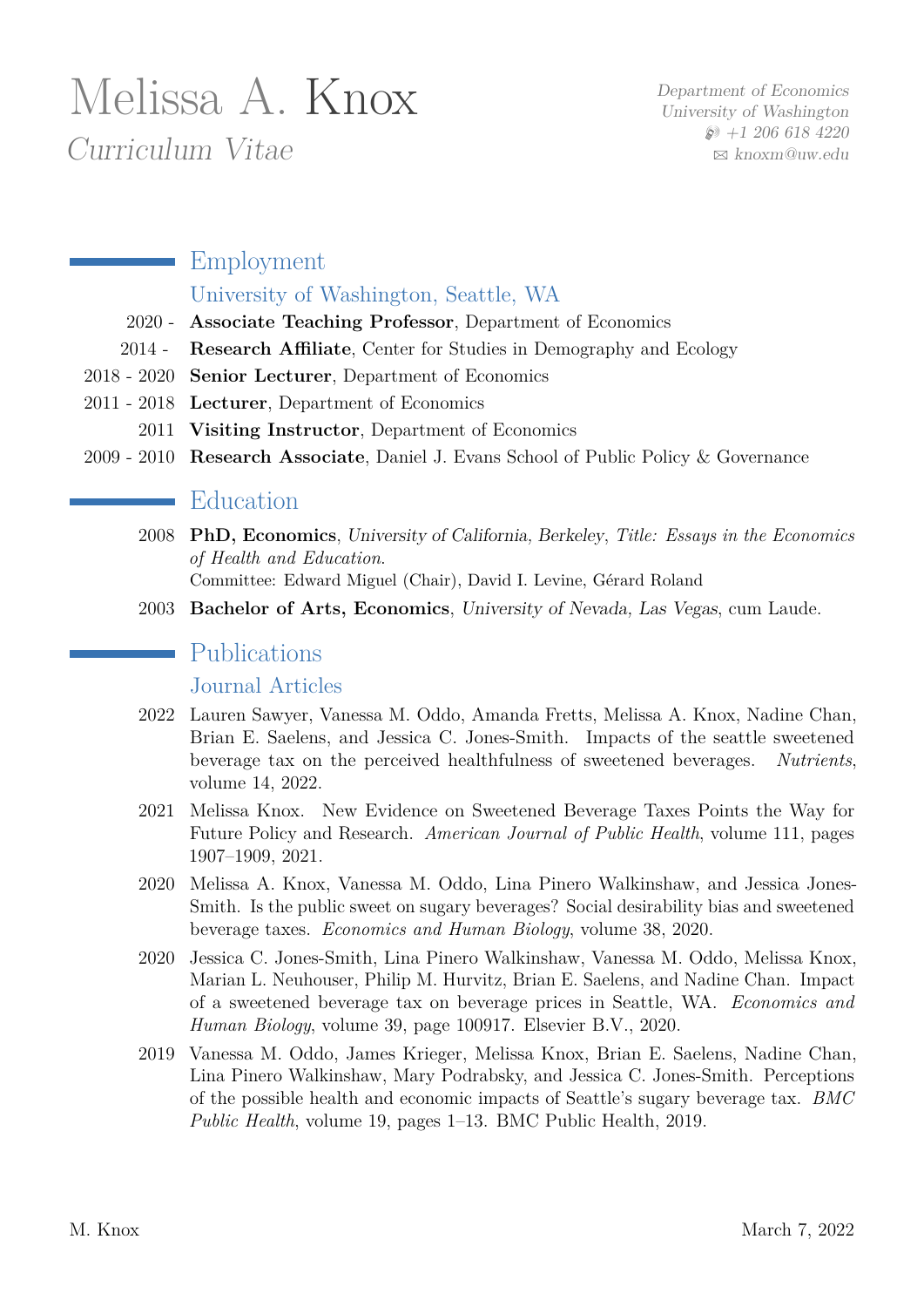# Melissa A. Knox

*Curriculum Vitae*

*Department of Economics*
*University of Washington*
*+1 206 618 4220*
*knoxm@uw.edu*

## Employment

### University of Washington, Seattle, WA

- 2020 - **Associate Teaching Professor**, Department of Economics
- 2014 - **Research Affiliate**, Center for Studies in Demography and Ecology
- 2018 - 2020 **Senior Lecturer**, Department of Economics
- 2011 - 2018 **Lecturer**, Department of Economics
- 2011 **Visiting Instructor**, Department of Economics
- 2009 - 2010 **Research Associate**, Daniel J. Evans School of Public Policy & Governance

## Education

- 2008 **PhD, Economics**, *University of California, Berkeley*, *Title: Essays in the Economics of Health and Education*.
  Committee: Edward Miguel (Chair), David I. Levine, Gérard Roland
- 2003 **Bachelor of Arts, Economics**, *University of Nevada, Las Vegas*, cum Laude.

## Publications

### Journal Articles

- 2022 Lauren Sawyer, Vanessa M. Oddo, Amanda Fretts, Melissa A. Knox, Nadine Chan, Brian E. Saelens, and Jessica C. Jones-Smith. Impacts of the seattle sweetened beverage tax on the perceived healthfulness of sweetened beverages. *Nutrients*, volume 14, 2022.
- 2021 Melissa Knox. New Evidence on Sweetened Beverage Taxes Points the Way for Future Policy and Research. *American Journal of Public Health*, volume 111, pages 1907–1909, 2021.
- 2020 Melissa A. Knox, Vanessa M. Oddo, Lina Pinero Walkinshaw, and Jessica Jones-Smith. Is the public sweet on sugary beverages? Social desirability bias and sweetened beverage taxes. *Economics and Human Biology*, volume 38, 2020.
- 2020 Jessica C. Jones-Smith, Lina Pinero Walkinshaw, Vanessa M. Oddo, Melissa Knox, Marian L. Neuhouser, Philip M. Hurvitz, Brian E. Saelens, and Nadine Chan. Impact of a sweetened beverage tax on beverage prices in Seattle, WA. *Economics and Human Biology*, volume 39, page 100917. Elsevier B.V., 2020.
- 2019 Vanessa M. Oddo, James Krieger, Melissa Knox, Brian E. Saelens, Nadine Chan, Lina Pinero Walkinshaw, Mary Podrabsky, and Jessica C. Jones-Smith. Perceptions of the possible health and economic impacts of Seattle's sugary beverage tax. *BMC Public Health*, volume 19, pages 1–13. BMC Public Health, 2019.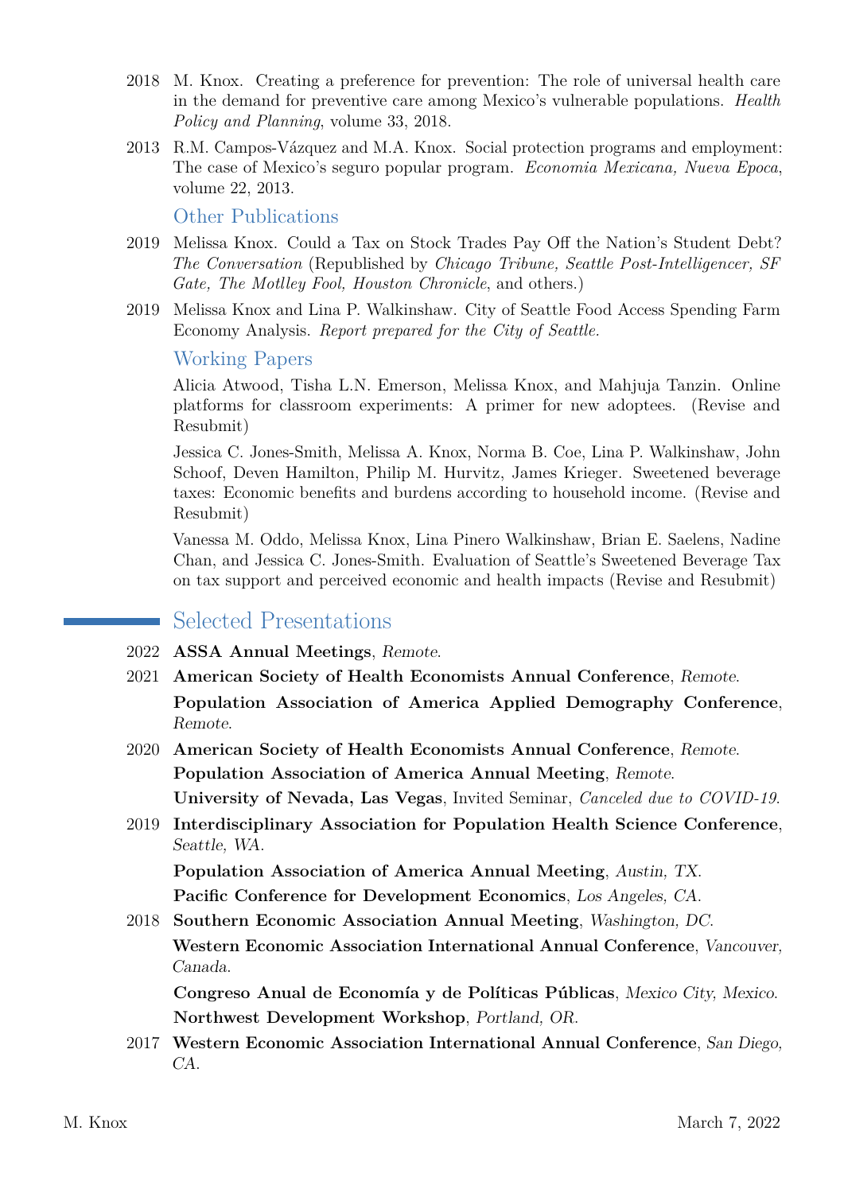2018 M. Knox. Creating a preference for prevention: The role of universal health care in the demand for preventive care among Mexico's vulnerable populations. *Health Policy and Planning*, volume 33, 2018.

2013 R.M. Campos-Vázquez and M.A. Knox. Social protection programs and employment: The case of Mexico's seguro popular program. *Economia Mexicana, Nueva Epoca*, volume 22, 2013.

### Other Publications

2019 Melissa Knox. Could a Tax on Stock Trades Pay Off the Nation's Student Debt? *The Conversation* (Republished by *Chicago Tribune, Seattle Post-Intelligencer, SF Gate, The Motlley Fool, Houston Chronicle*, and others.)

2019 Melissa Knox and Lina P. Walkinshaw. City of Seattle Food Access Spending Farm Economy Analysis. *Report prepared for the City of Seattle.*

### Working Papers

Alicia Atwood, Tisha L.N. Emerson, Melissa Knox, and Mahjuja Tanzin. Online platforms for classroom experiments: A primer for new adoptees. (Revise and Resubmit)

Jessica C. Jones-Smith, Melissa A. Knox, Norma B. Coe, Lina P. Walkinshaw, John Schoof, Deven Hamilton, Philip M. Hurvitz, James Krieger. Sweetened beverage taxes: Economic benefits and burdens according to household income. (Revise and Resubmit)

Vanessa M. Oddo, Melissa Knox, Lina Pinero Walkinshaw, Brian E. Saelens, Nadine Chan, and Jessica C. Jones-Smith. Evaluation of Seattle's Sweetened Beverage Tax on tax support and perceived economic and health impacts (Revise and Resubmit)

## Selected Presentations

2022 **ASSA Annual Meetings**, *Remote.*

2021 **American Society of Health Economists Annual Conference**, *Remote.*
**Population Association of America Applied Demography Conference**, *Remote.*

2020 **American Society of Health Economists Annual Conference**, *Remote.*
**Population Association of America Annual Meeting**, *Remote.*
**University of Nevada, Las Vegas**, Invited Seminar, *Canceled due to COVID-19.*

2019 **Interdisciplinary Association for Population Health Science Conference**, *Seattle, WA.*
**Population Association of America Annual Meeting**, *Austin, TX.*
**Pacific Conference for Development Economics**, *Los Angeles, CA.*

2018 **Southern Economic Association Annual Meeting**, *Washington, DC.*
**Western Economic Association International Annual Conference**, *Vancouver, Canada.*
**Congreso Anual de Economía y de Políticas Públicas**, *Mexico City, Mexico.*
**Northwest Development Workshop**, *Portland, OR.*

2017 **Western Economic Association International Annual Conference**, *San Diego, CA.*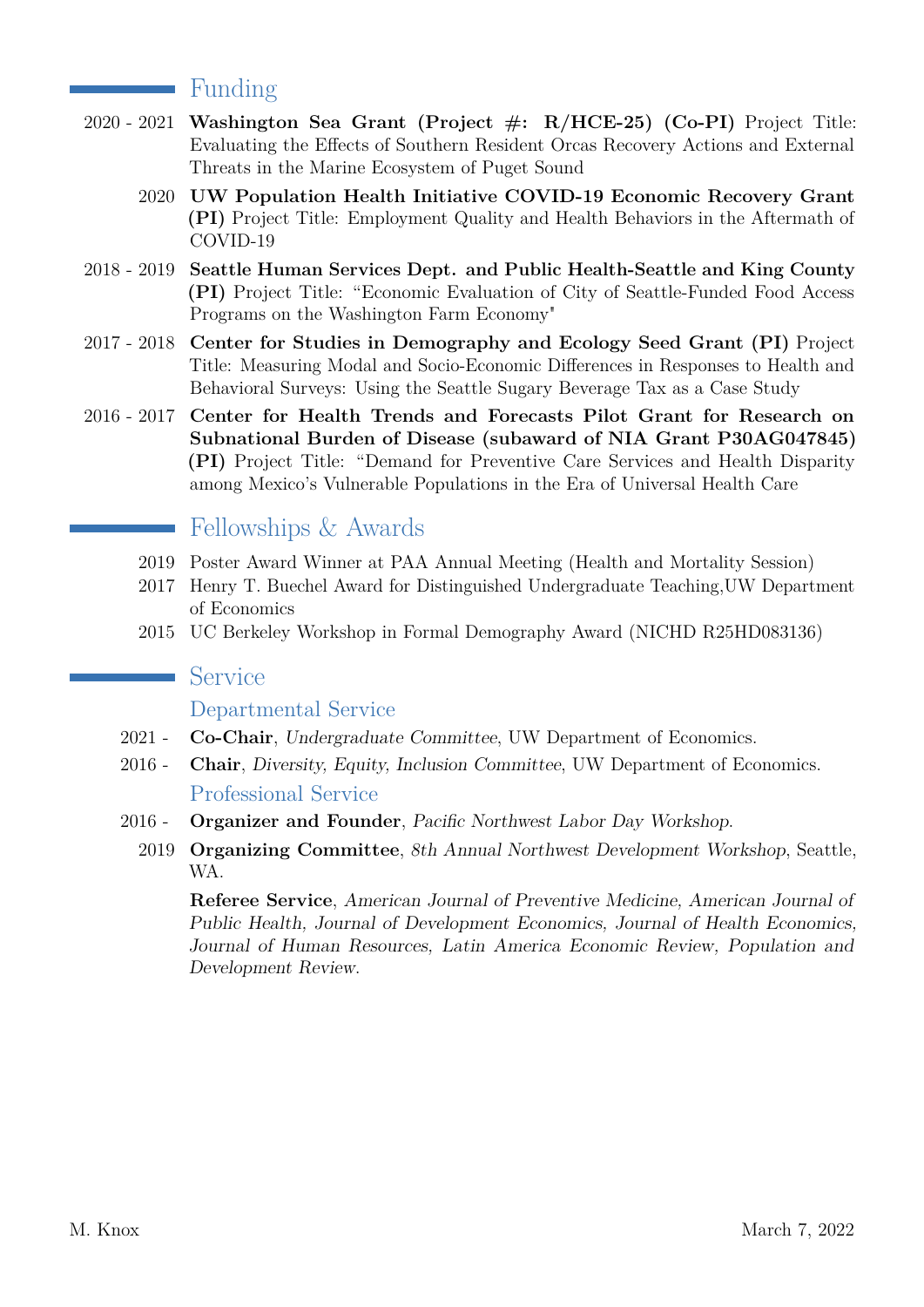## Funding

2020 - 2021 **Washington Sea Grant (Project #: R/HCE-25) (Co-PI)** Project Title: Evaluating the Effects of Southern Resident Orcas Recovery Actions and External Threats in the Marine Ecosystem of Puget Sound

2020 **UW Population Health Initiative COVID-19 Economic Recovery Grant (PI)** Project Title: Employment Quality and Health Behaviors in the Aftermath of COVID-19

2018 - 2019 **Seattle Human Services Dept. and Public Health-Seattle and King County (PI)** Project Title: "Economic Evaluation of City of Seattle-Funded Food Access Programs on the Washington Farm Economy"

2017 - 2018 **Center for Studies in Demography and Ecology Seed Grant (PI)** Project Title: Measuring Modal and Socio-Economic Differences in Responses to Health and Behavioral Surveys: Using the Seattle Sugary Beverage Tax as a Case Study

2016 - 2017 **Center for Health Trends and Forecasts Pilot Grant for Research on Subnational Burden of Disease (subaward of NIA Grant P30AG047845) (PI)** Project Title: "Demand for Preventive Care Services and Health Disparity among Mexico's Vulnerable Populations in the Era of Universal Health Care

## Fellowships & Awards

2019 Poster Award Winner at PAA Annual Meeting (Health and Mortality Session)

2017 Henry T. Buechel Award for Distinguished Undergraduate Teaching,UW Department of Economics

2015 UC Berkeley Workshop in Formal Demography Award (NICHD R25HD083136)

## Service

### Departmental Service

2021 - **Co-Chair**, *Undergraduate Committee*, UW Department of Economics.

2016 - **Chair**, *Diversity, Equity, Inclusion Committee*, UW Department of Economics.

### Professional Service

2016 - **Organizer and Founder**, *Pacific Northwest Labor Day Workshop*.

2019 **Organizing Committee**, *8th Annual Northwest Development Workshop*, Seattle, WA.

**Referee Service**, *American Journal of Preventive Medicine, American Journal of Public Health, Journal of Development Economics, Journal of Health Economics, Journal of Human Resources, Latin America Economic Review, Population and Development Review*.